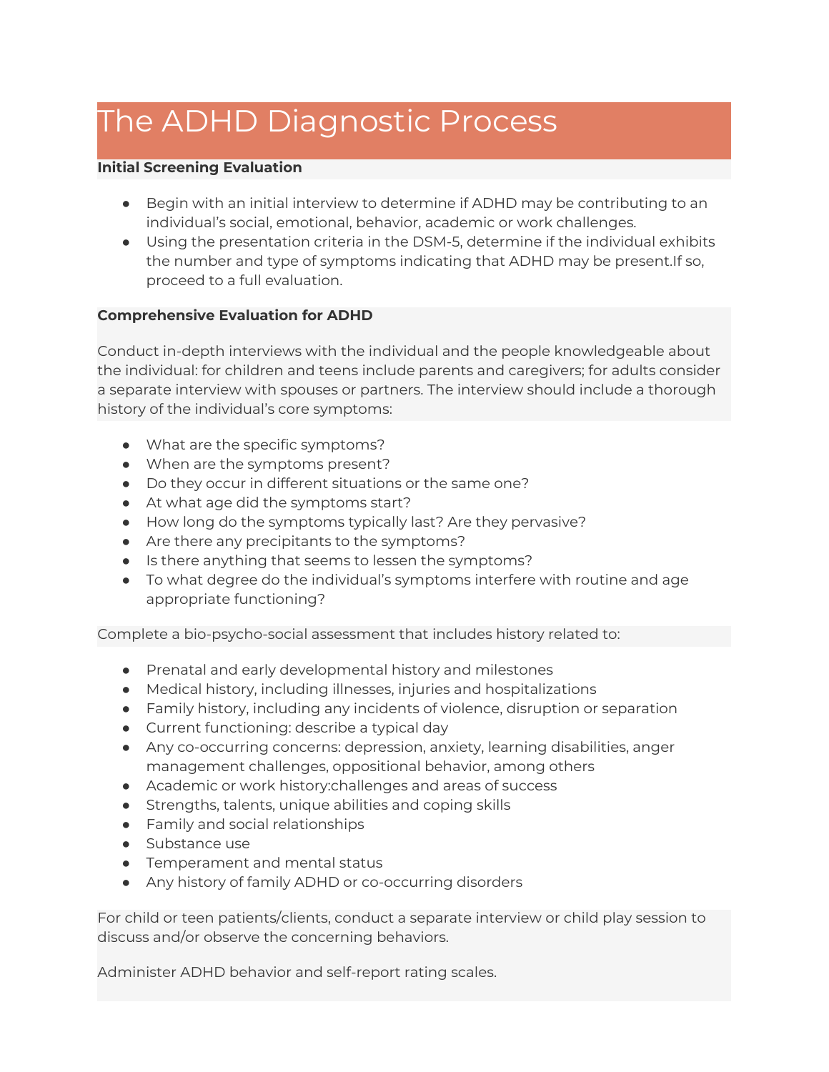# The ADHD Diagnostic Process

**Initial Screening Evaluation**

- Begin with an initial interview to determine if ADHD may be contributing to an individual's social, emotional, behavior, academic or work challenges.
- Using the presentation criteria in the DSM-5, determine if the individual exhibits the number and type of symptoms indicating that ADHD may be present.If so, proceed to a full evaluation.

**Comprehensive Evaluation for ADHD**

Conduct in-depth interviews with the individual and the people knowledgeable about the individual: for children and teens include parents and caregivers; for adults consider a separate interview with spouses or partners. The interview should include a thorough history of the individual's core symptoms:

- What are the specific symptoms?
- When are the symptoms present?
- Do they occur in different situations or the same one?
- At what age did the symptoms start?
- How long do the symptoms typically last? Are they pervasive?
- Are there any precipitants to the symptoms?
- Is there anything that seems to lessen the symptoms?
- To what degree do the individual's symptoms interfere with routine and age appropriate functioning?

Complete a bio-psycho-social assessment that includes history related to:

- Prenatal and early developmental history and milestones
- Medical history, including illnesses, injuries and hospitalizations
- Family history, including any incidents of violence, disruption or separation
- Current functioning: describe a typical day
- Any co-occurring concerns: depression, anxiety, learning disabilities, anger management challenges, oppositional behavior, among others
- Academic or work history:challenges and areas of success
- Strengths, talents, unique abilities and coping skills
- Family and social relationships
- Substance use
- Temperament and mental status
- Any history of family ADHD or co-occurring disorders

For child or teen patients/clients, conduct a separate interview or child play session to discuss and/or observe the concerning behaviors.

Administer ADHD behavior and self-report rating scales.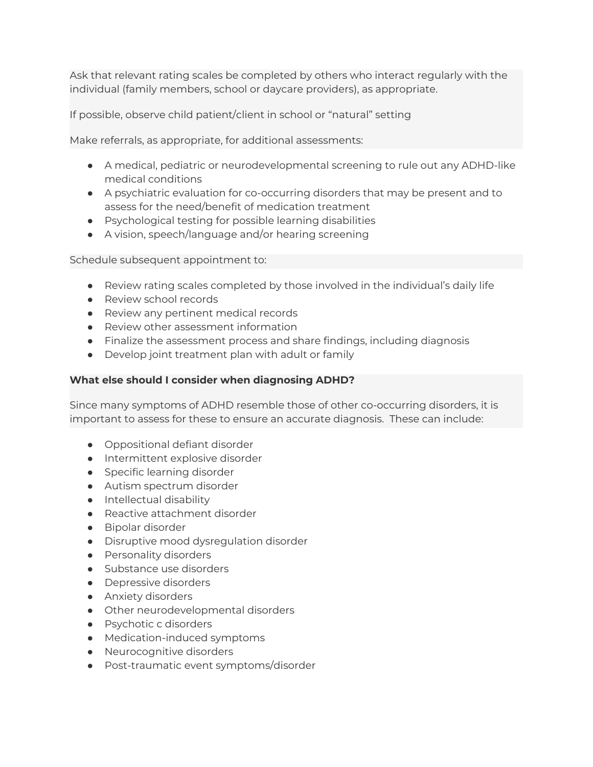Ask that relevant rating scales be completed by others who interact regularly with the individual (family members, school or daycare providers), as appropriate.

If possible, observe child patient/client in school or "natural" setting

Make referrals, as appropriate, for additional assessments:

- A medical, pediatric or neurodevelopmental screening to rule out any ADHD-like medical conditions
- A psychiatric evaluation for co-occurring disorders that may be present and to assess for the need/benefit of medication treatment
- Psychological testing for possible learning disabilities
- A vision, speech/language and/or hearing screening

Schedule subsequent appointment to:

- Review rating scales completed by those involved in the individual's daily life
- Review school records
- Review any pertinent medical records
- Review other assessment information
- Finalize the assessment process and share findings, including diagnosis
- Develop joint treatment plan with adult or family

**What else should I consider when diagnosing ADHD?**

Since many symptoms of ADHD resemble those of other co-occurring disorders, it is important to assess for these to ensure an accurate diagnosis. These can include:

- Oppositional defiant disorder
- Intermittent explosive disorder
- Specific learning disorder
- Autism spectrum disorder
- Intellectual disability
- Reactive attachment disorder
- Bipolar disorder
- Disruptive mood dysregulation disorder
- Personality disorders
- Substance use disorders
- Depressive disorders
- Anxiety disorders
- Other neurodevelopmental disorders
- Psychotic c disorders
- Medication-induced symptoms
- Neurocognitive disorders
- Post-traumatic event symptoms/disorder